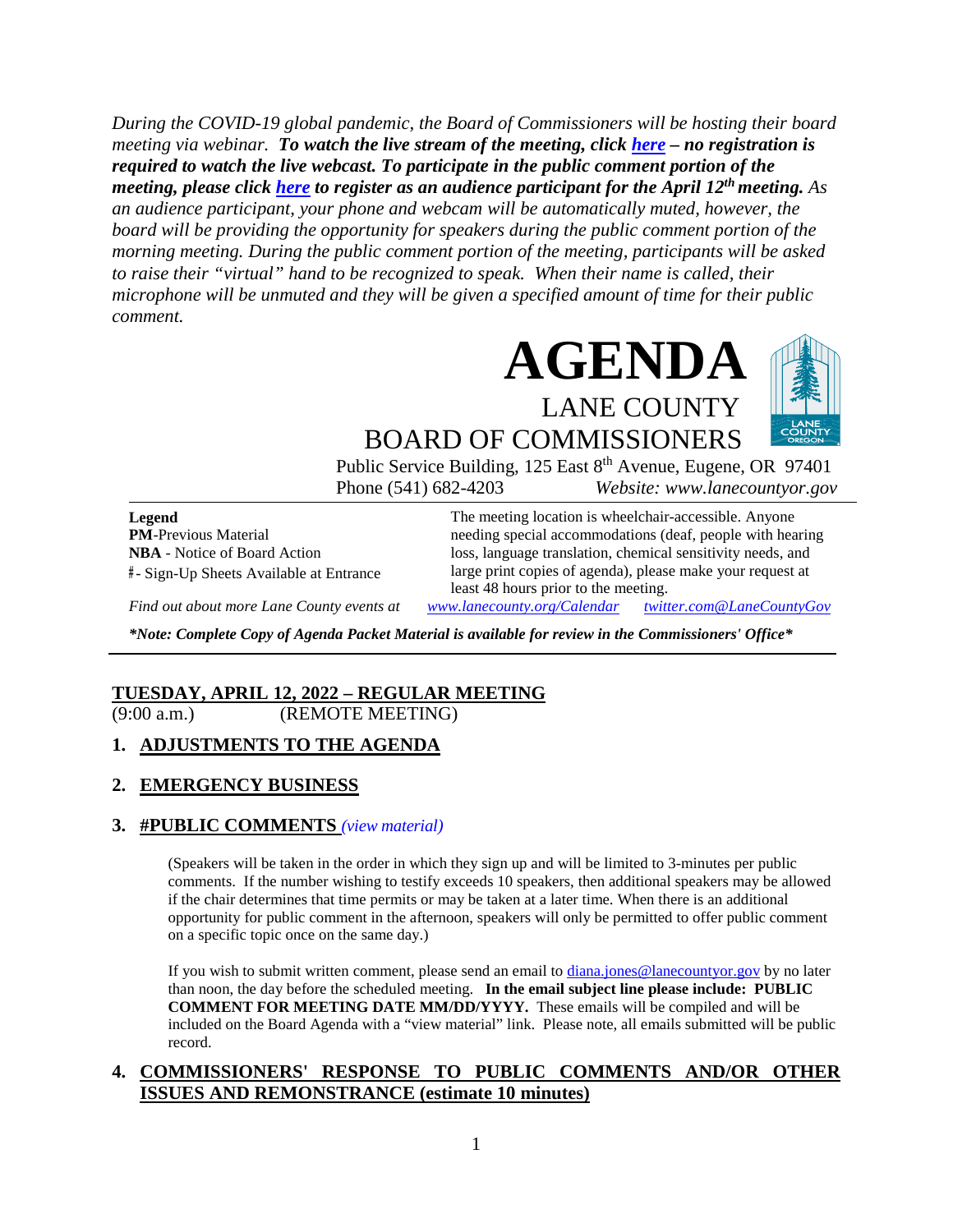*During the COVID-19 global pandemic, the Board of Commissioners will be hosting their board meeting via webinar.* ***To watch the live stream of the meeting, click here – no registration is required to watch the live webcast. To participate in the public comment portion of the meeting, please click here to register as an audience participant for the April 12th meeting.*** *As an audience participant, your phone and webcam will be automatically muted, however, the board will be providing the opportunity for speakers during the public comment portion of the morning meeting. During the public comment portion of the meeting, participants will be asked to raise their "virtual" hand to be recognized to speak. When their name is called, their microphone will be unmuted and they will be given a specified amount of time for their public comment.*

# AGENDA

## LANE COUNTY BOARD OF COMMISSIONERS

Public Service Building, 125 East 8th Avenue, Eugene, OR 97401
Phone (541) 682-4203 *Website: www.lanecountyor.gov*

**Legend**
**PM**-Previous Material
**NBA** - Notice of Board Action
#- Sign-Up Sheets Available at Entrance

The meeting location is wheelchair-accessible. Anyone needing special accommodations (deaf, people with hearing loss, language translation, chemical sensitivity needs, and large print copies of agenda), please make your request at least 48 hours prior to the meeting.

*Find out about more Lane County events at* *www.lanecounty.org/Calendar* *twitter.com@LaneCountyGov*

***\*Note: Complete Copy of Agenda Packet Material is available for review in the Commissioners' Office\****

**TUESDAY, APRIL 12, 2022 – REGULAR MEETING**
(9:00 a.m.) (REMOTE MEETING)

**1. ADJUSTMENTS TO THE AGENDA**

**2. EMERGENCY BUSINESS**

**3. #PUBLIC COMMENTS** *(view material)*

(Speakers will be taken in the order in which they sign up and will be limited to 3-minutes per public comments. If the number wishing to testify exceeds 10 speakers, then additional speakers may be allowed if the chair determines that time permits or may be taken at a later time. When there is an additional opportunity for public comment in the afternoon, speakers will only be permitted to offer public comment on a specific topic once on the same day.)

If you wish to submit written comment, please send an email to diana.jones@lanecountyor.gov by no later than noon, the day before the scheduled meeting. **In the email subject line please include: PUBLIC COMMENT FOR MEETING DATE MM/DD/YYYY.** These emails will be compiled and will be included on the Board Agenda with a "view material" link. Please note, all emails submitted will be public record.

**4. COMMISSIONERS' RESPONSE TO PUBLIC COMMENTS AND/OR OTHER ISSUES AND REMONSTRANCE (estimate 10 minutes)**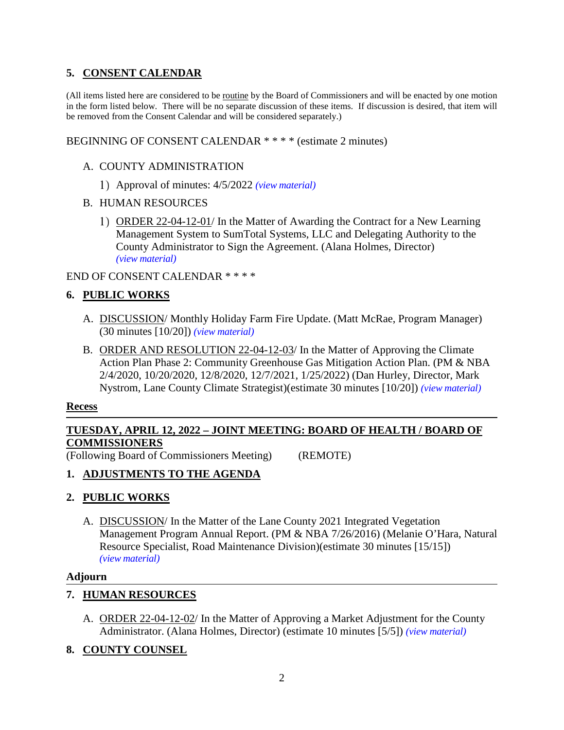## 5. CONSENT CALENDAR

(All items listed here are considered to be routine by the Board of Commissioners and will be enacted by one motion in the form listed below. There will be no separate discussion of these items. If discussion is desired, that item will be removed from the Consent Calendar and will be considered separately.)

BEGINNING OF CONSENT CALENDAR * * * * (estimate 2 minutes)

A. COUNTY ADMINISTRATION

1) Approval of minutes: 4/5/2022 *(view material)*

B. HUMAN RESOURCES

1) ORDER 22-04-12-01/ In the Matter of Awarding the Contract for a New Learning Management System to SumTotal Systems, LLC and Delegating Authority to the County Administrator to Sign the Agreement. (Alana Holmes, Director) *(view material)*

END OF CONSENT CALENDAR * * * *

## 6. PUBLIC WORKS

A. DISCUSSION/ Monthly Holiday Farm Fire Update. (Matt McRae, Program Manager) (30 minutes [10/20]) *(view material)*

B. ORDER AND RESOLUTION 22-04-12-03/ In the Matter of Approving the Climate Action Plan Phase 2: Community Greenhouse Gas Mitigation Action Plan. (PM & NBA 2/4/2020, 10/20/2020, 12/8/2020, 12/7/2021, 1/25/2022) (Dan Hurley, Director, Mark Nystrom, Lane County Climate Strategist)(estimate 30 minutes [10/20]) *(view material)*

**Recess**

---

**TUESDAY, APRIL 12, 2022 – JOINT MEETING: BOARD OF HEALTH / BOARD OF COMMISSIONERS**

(Following Board of Commissioners Meeting) (REMOTE)

## 1. ADJUSTMENTS TO THE AGENDA

## 2. PUBLIC WORKS

A. DISCUSSION/ In the Matter of the Lane County 2021 Integrated Vegetation Management Program Annual Report. (PM & NBA 7/26/2016) (Melanie O'Hara, Natural Resource Specialist, Road Maintenance Division)(estimate 30 minutes [15/15]) *(view material)*

**Adjourn**

---

## 7. HUMAN RESOURCES

A. ORDER 22-04-12-02/ In the Matter of Approving a Market Adjustment for the County Administrator. (Alana Holmes, Director) (estimate 10 minutes [5/5]) *(view material)*

## 8. COUNTY COUNSEL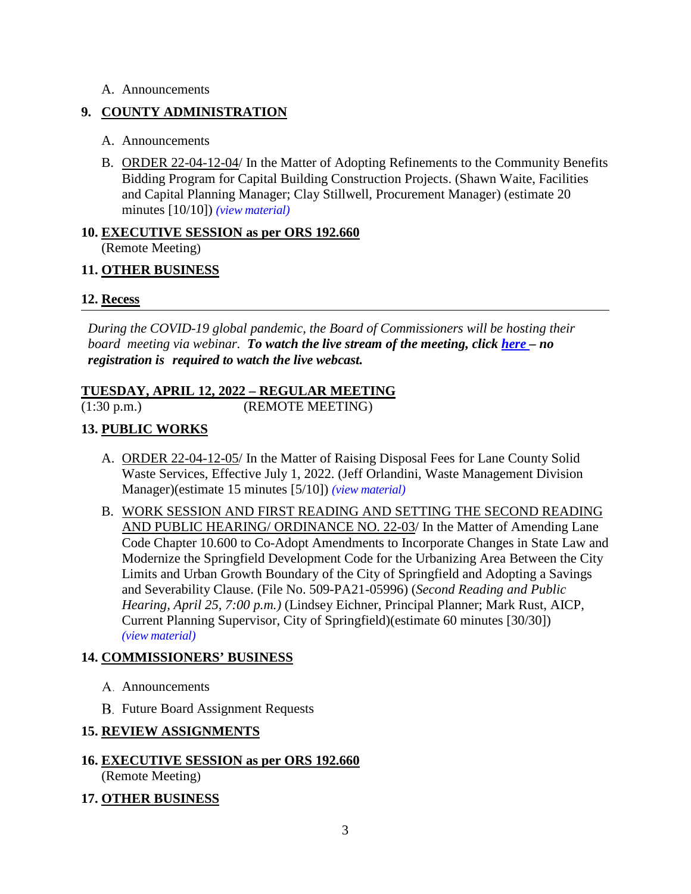A. Announcements

**9. COUNTY ADMINISTRATION**

A. Announcements

B. ORDER 22-04-12-04/ In the Matter of Adopting Refinements to the Community Benefits Bidding Program for Capital Building Construction Projects. (Shawn Waite, Facilities and Capital Planning Manager; Clay Stillwell, Procurement Manager) (estimate 20 minutes [10/10]) *(view material)*

**10. EXECUTIVE SESSION as per ORS 192.660**
(Remote Meeting)

**11. OTHER BUSINESS**

**12. Recess**

---

*During the COVID-19 global pandemic, the Board of Commissioners will be hosting their board meeting via webinar.* ***To watch the live stream of the meeting, click here – no registration is required to watch the live webcast.***

**TUESDAY, APRIL 12, 2022 – REGULAR MEETING**
(1:30 p.m.) (REMOTE MEETING)

**13. PUBLIC WORKS**

A. ORDER 22-04-12-05/ In the Matter of Raising Disposal Fees for Lane County Solid Waste Services, Effective July 1, 2022. (Jeff Orlandini, Waste Management Division Manager)(estimate 15 minutes [5/10]) *(view material)*

B. WORK SESSION AND FIRST READING AND SETTING THE SECOND READING AND PUBLIC HEARING/ ORDINANCE NO. 22-03/ In the Matter of Amending Lane Code Chapter 10.600 to Co-Adopt Amendments to Incorporate Changes in State Law and Modernize the Springfield Development Code for the Urbanizing Area Between the City Limits and Urban Growth Boundary of the City of Springfield and Adopting a Savings and Severability Clause. (File No. 509-PA21-05996) (*Second Reading and Public Hearing, April 25, 7:00 p.m.)* (Lindsey Eichner, Principal Planner; Mark Rust, AICP, Current Planning Supervisor, City of Springfield)(estimate 60 minutes [30/30]) *(view material)*

**14. COMMISSIONERS' BUSINESS**

A. Announcements

B. Future Board Assignment Requests

**15. REVIEW ASSIGNMENTS**

**16. EXECUTIVE SESSION as per ORS 192.660**
(Remote Meeting)

**17. OTHER BUSINESS**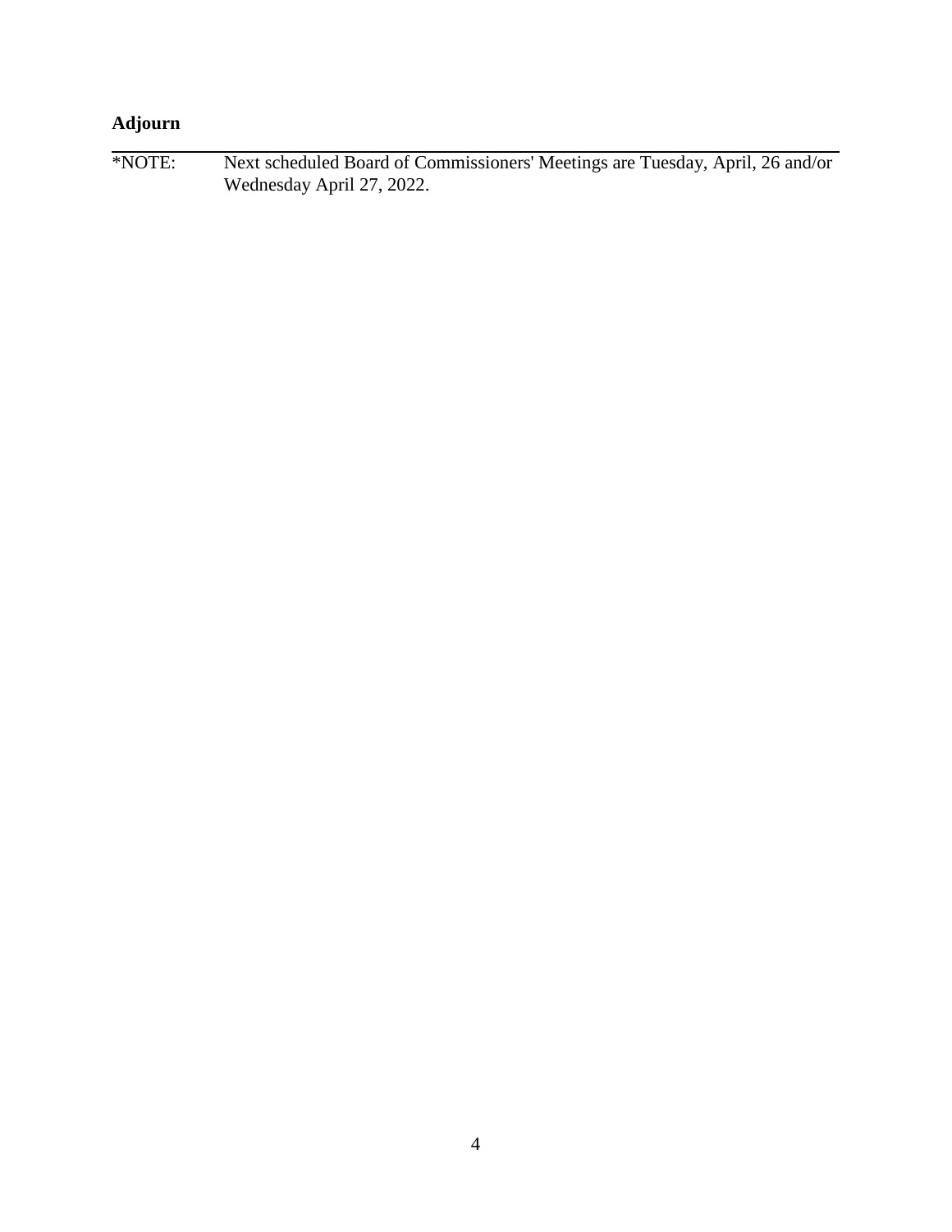**Adjourn**

---

*NOTE: Next scheduled Board of Commissioners' Meetings are Tuesday, April, 26 and/or Wednesday April 27, 2022.